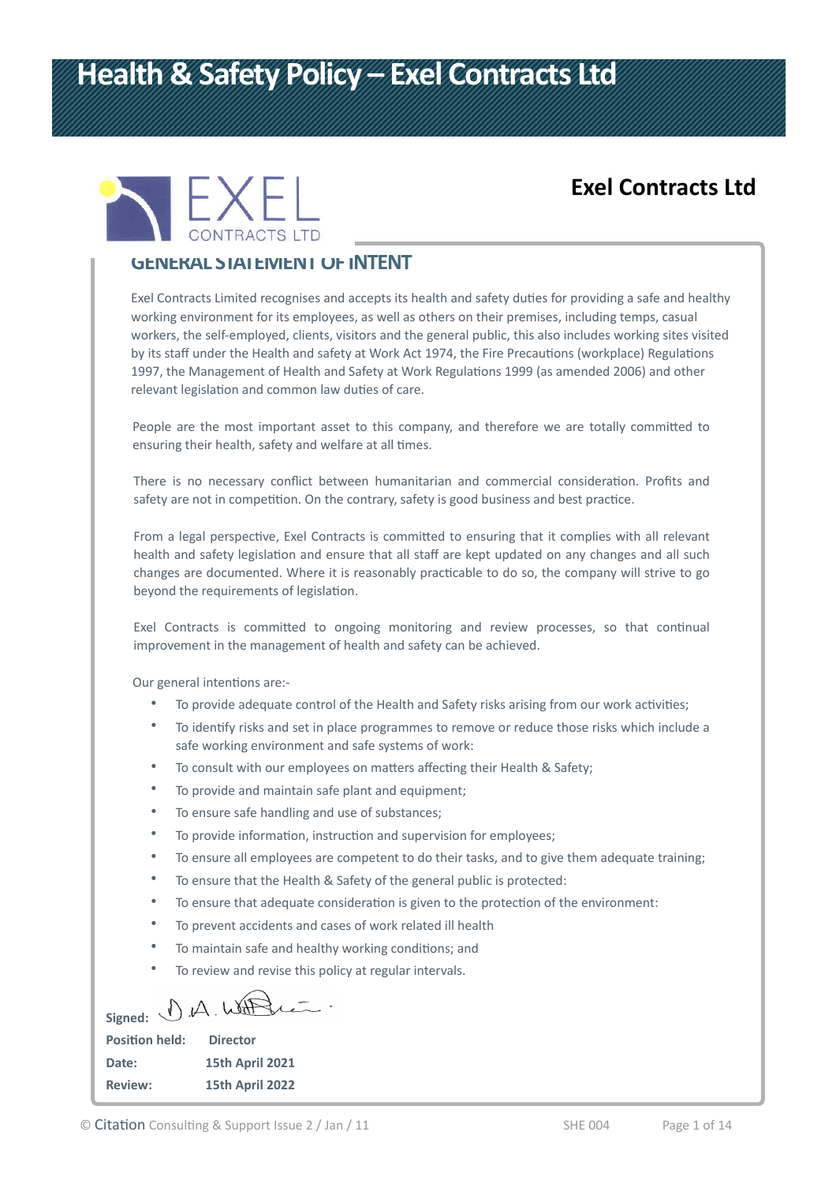# Health & Safety Policy – Exel Contracts Ltd

EXEL CONTRACTS LTD

**Exel Contracts Ltd**

## GENERAL STATEMENT OF INTENT

Exel Contracts Limited recognises and accepts its health and safety duties for providing a safe and healthy working environment for its employees, as well as others on their premises, including temps, casual workers, the self-employed, clients, visitors and the general public, this also includes working sites visited by its staff under the Health and safety at Work Act 1974, the Fire Precautions (workplace) Regulations 1997, the Management of Health and Safety at Work Regulations 1999 (as amended 2006) and other relevant legislation and common law duties of care.

People are the most important asset to this company, and therefore we are totally committed to ensuring their health, safety and welfare at all times.

There is no necessary conflict between humanitarian and commercial consideration. Profits and safety are not in competition. On the contrary, safety is good business and best practice.

From a legal perspective, Exel Contracts is committed to ensuring that it complies with all relevant health and safety legislation and ensure that all staff are kept updated on any changes and all such changes are documented. Where it is reasonably practicable to do so, the company will strive to go beyond the requirements of legislation.

Exel Contracts is committed to ongoing monitoring and review processes, so that continual improvement in the management of health and safety can be achieved.

Our general intentions are:-

- To provide adequate control of the Health and Safety risks arising from our work activities;
- To identify risks and set in place programmes to remove or reduce those risks which include a safe working environment and safe systems of work:
- To consult with our employees on matters affecting their Health & Safety;
- To provide and maintain safe plant and equipment;
- To ensure safe handling and use of substances;
- To provide information, instruction and supervision for employees;
- To ensure all employees are competent to do their tasks, and to give them adequate training;
- To ensure that the Health & Safety of the general public is protected:
- To ensure that adequate consideration is given to the protection of the environment:
- To prevent accidents and cases of work related ill health
- To maintain safe and healthy working conditions; and
- To review and revise this policy at regular intervals.

**Signed:** D A Wh...

**Position held:** Director

**Date:** 15th April 2021

**Review:** 15th April 2022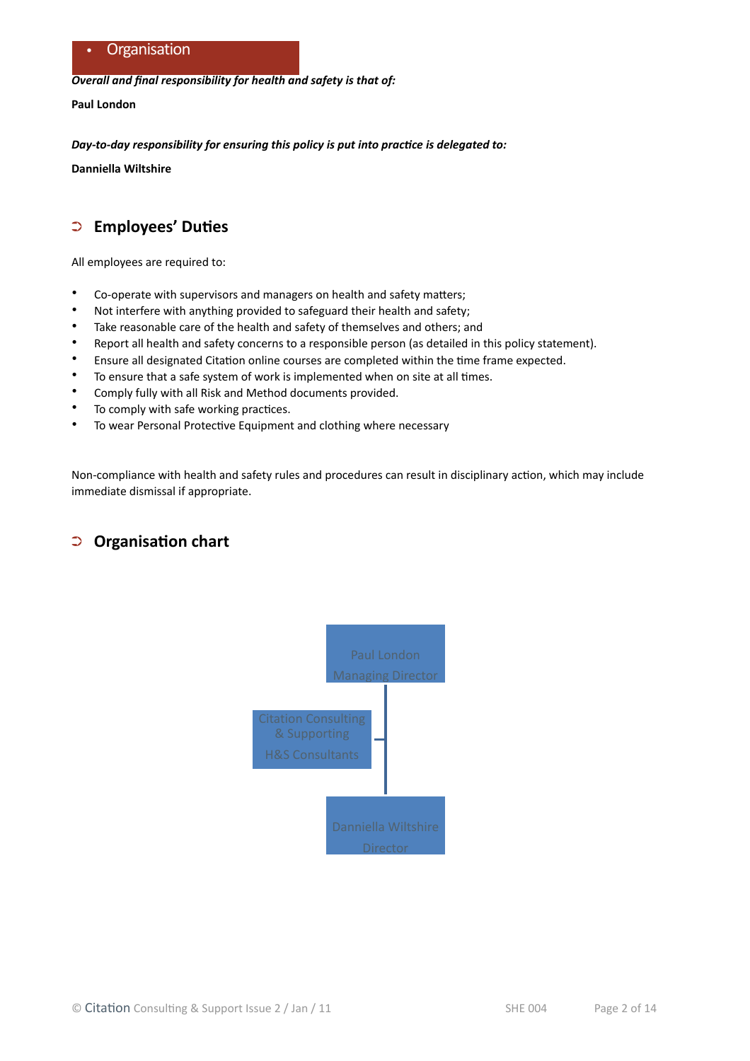## Organisation

***Overall and final responsibility for health and safety is that of:***

**Paul London**

***Day-to-day responsibility for ensuring this policy is put into practice is delegated to:***

**Danniella Wiltshire**

## Employees' Duties

All employees are required to:

- Co-operate with supervisors and managers on health and safety matters;
- Not interfere with anything provided to safeguard their health and safety;
- Take reasonable care of the health and safety of themselves and others; and
- Report all health and safety concerns to a responsible person (as detailed in this policy statement).
- Ensure all designated Citation online courses are completed within the time frame expected.
- To ensure that a safe system of work is implemented when on site at all times.
- Comply fully with all Risk and Method documents provided.
- To comply with safe working practices.
- To wear Personal Protective Equipment and clothing where necessary

Non-compliance with health and safety rules and procedures can result in disciplinary action, which may include immediate dismissal if appropriate.

## Organisation chart

Paul London
Managing Director

Citation Consulting & Supporting
H&S Consultants

Danniella Wiltshire
Director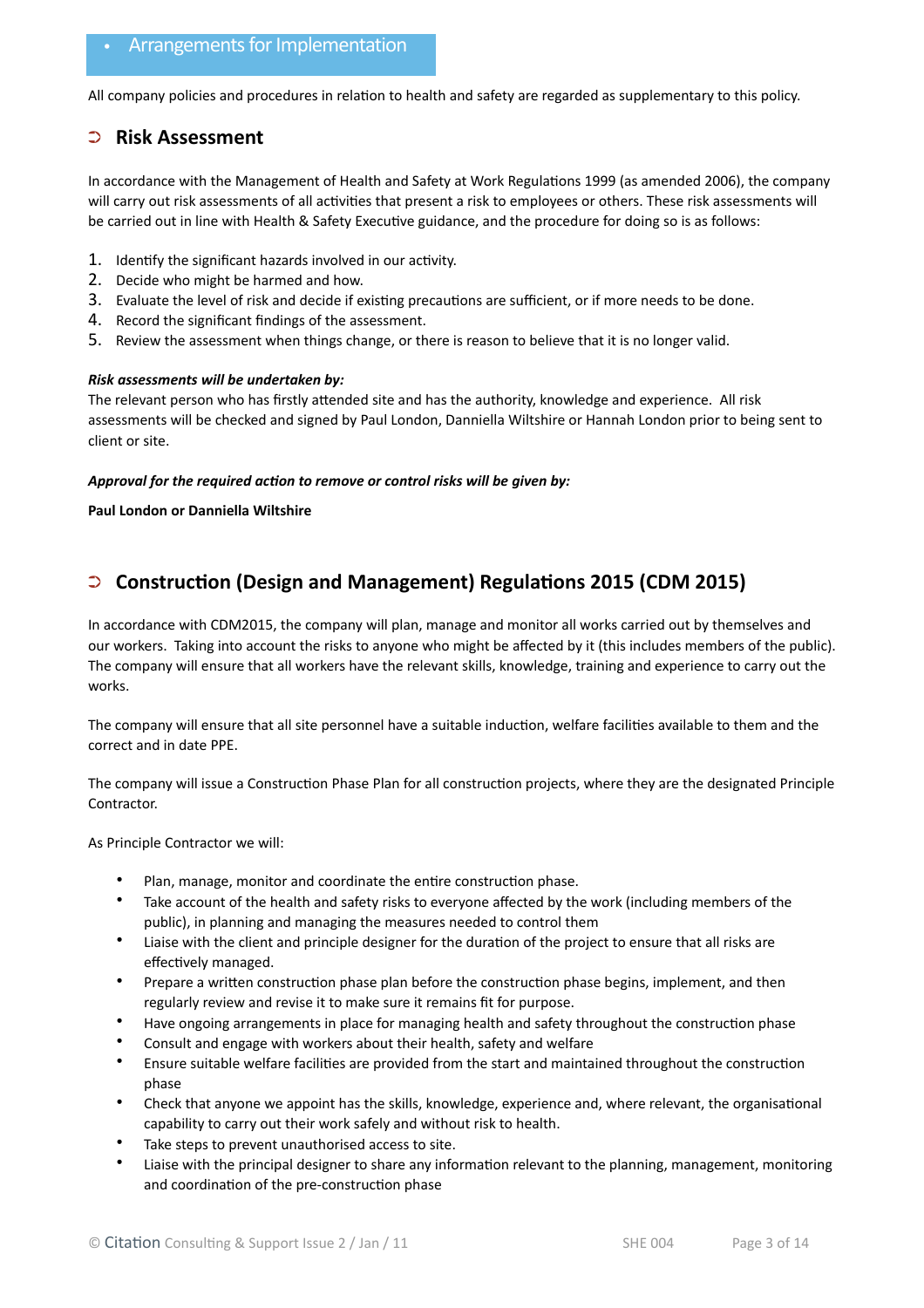## Arrangements for Implementation

All company policies and procedures in relation to health and safety are regarded as supplementary to this policy.

### Risk Assessment

In accordance with the Management of Health and Safety at Work Regulations 1999 (as amended 2006), the company will carry out risk assessments of all activities that present a risk to employees or others. These risk assessments will be carried out in line with Health & Safety Executive guidance, and the procedure for doing so is as follows:

1. Identify the significant hazards involved in our activity.
2. Decide who might be harmed and how.
3. Evaluate the level of risk and decide if existing precautions are sufficient, or if more needs to be done.
4. Record the significant findings of the assessment.
5. Review the assessment when things change, or there is reason to believe that it is no longer valid.

***Risk assessments will be undertaken by:***
The relevant person who has firstly attended site and has the authority, knowledge and experience. All risk assessments will be checked and signed by Paul London, Danniella Wiltshire or Hannah London prior to being sent to client or site.

***Approval for the required action to remove or control risks will be given by:***

**Paul London or Danniella Wiltshire**

### Construction (Design and Management) Regulations 2015 (CDM 2015)

In accordance with CDM2015, the company will plan, manage and monitor all works carried out by themselves and our workers. Taking into account the risks to anyone who might be affected by it (this includes members of the public). The company will ensure that all workers have the relevant skills, knowledge, training and experience to carry out the works.

The company will ensure that all site personnel have a suitable induction, welfare facilities available to them and the correct and in date PPE.

The company will issue a Construction Phase Plan for all construction projects, where they are the designated Principle Contractor.

As Principle Contractor we will:

- Plan, manage, monitor and coordinate the entire construction phase.
- Take account of the health and safety risks to everyone affected by the work (including members of the public), in planning and managing the measures needed to control them
- Liaise with the client and principle designer for the duration of the project to ensure that all risks are effectively managed.
- Prepare a written construction phase plan before the construction phase begins, implement, and then regularly review and revise it to make sure it remains fit for purpose.
- Have ongoing arrangements in place for managing health and safety throughout the construction phase
- Consult and engage with workers about their health, safety and welfare
- Ensure suitable welfare facilities are provided from the start and maintained throughout the construction phase
- Check that anyone we appoint has the skills, knowledge, experience and, where relevant, the organisational capability to carry out their work safely and without risk to health.
- Take steps to prevent unauthorised access to site.
- Liaise with the principal designer to share any information relevant to the planning, management, monitoring and coordination of the pre-construction phase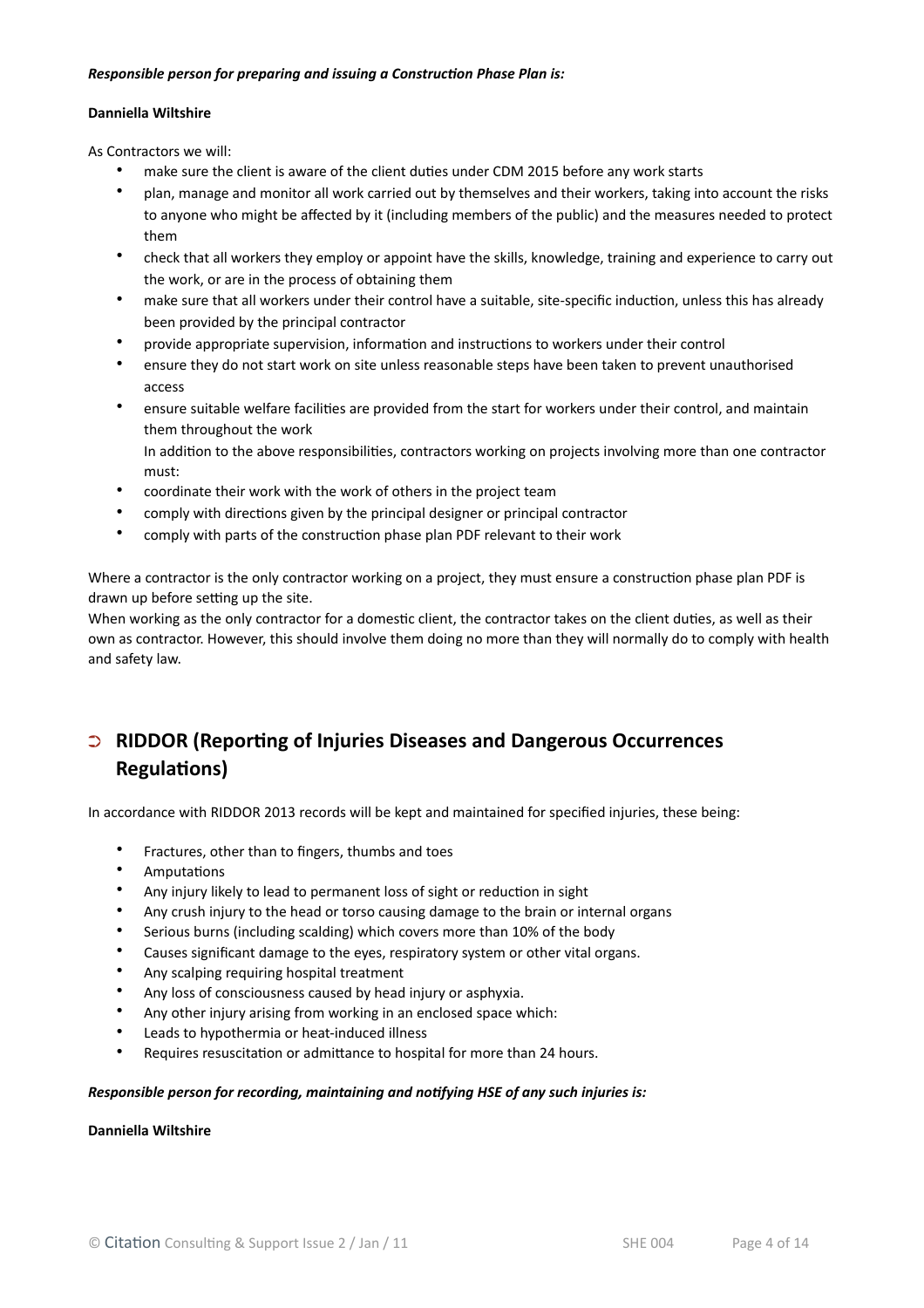***Responsible person for preparing and issuing a Construction Phase Plan is:***

**Danniella Wiltshire**

As Contractors we will:

- make sure the client is aware of the client duties under CDM 2015 before any work starts
- plan, manage and monitor all work carried out by themselves and their workers, taking into account the risks to anyone who might be affected by it (including members of the public) and the measures needed to protect them
- check that all workers they employ or appoint have the skills, knowledge, training and experience to carry out the work, or are in the process of obtaining them
- make sure that all workers under their control have a suitable, site-specific induction, unless this has already been provided by the principal contractor
- provide appropriate supervision, information and instructions to workers under their control
- ensure they do not start work on site unless reasonable steps have been taken to prevent unauthorised access
- ensure suitable welfare facilities are provided from the start for workers under their control, and maintain them throughout the work
  In addition to the above responsibilities, contractors working on projects involving more than one contractor must:
- coordinate their work with the work of others in the project team
- comply with directions given by the principal designer or principal contractor
- comply with parts of the construction phase plan PDF relevant to their work

Where a contractor is the only contractor working on a project, they must ensure a construction phase plan PDF is drawn up before setting up the site.
When working as the only contractor for a domestic client, the contractor takes on the client duties, as well as their own as contractor. However, this should involve them doing no more than they will normally do to comply with health and safety law.

## RIDDOR (Reporting of Injuries Diseases and Dangerous Occurrences Regulations)

In accordance with RIDDOR 2013 records will be kept and maintained for specified injuries, these being:

- Fractures, other than to fingers, thumbs and toes
- Amputations
- Any injury likely to lead to permanent loss of sight or reduction in sight
- Any crush injury to the head or torso causing damage to the brain or internal organs
- Serious burns (including scalding) which covers more than 10% of the body
- Causes significant damage to the eyes, respiratory system or other vital organs.
- Any scalping requiring hospital treatment
- Any loss of consciousness caused by head injury or asphyxia.
- Any other injury arising from working in an enclosed space which:
- Leads to hypothermia or heat-induced illness
- Requires resuscitation or admittance to hospital for more than 24 hours.

***Responsible person for recording, maintaining and notifying HSE of any such injuries is:***

**Danniella Wiltshire**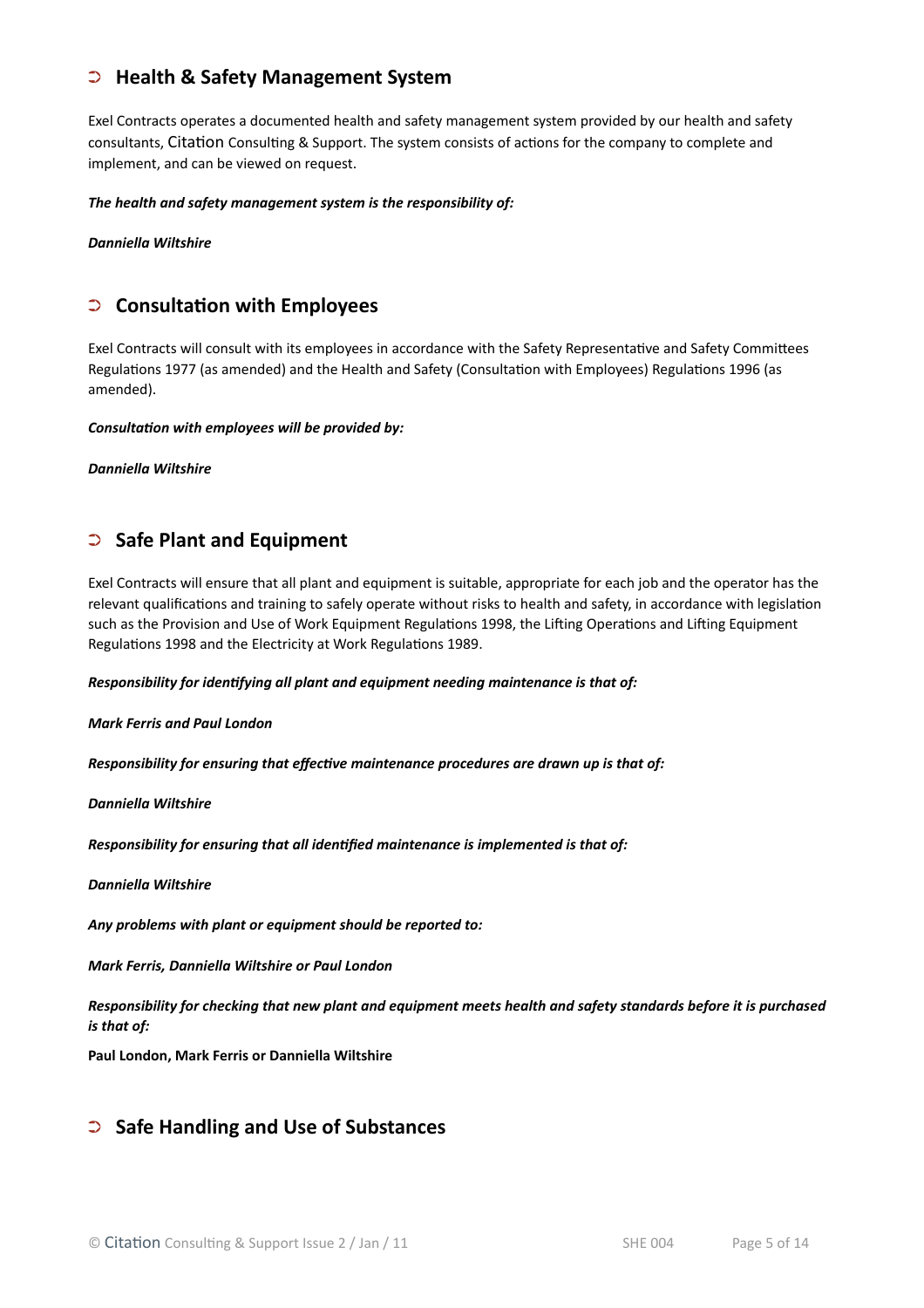## ➲ Health & Safety Management System

Exel Contracts operates a documented health and safety management system provided by our health and safety consultants, Citation Consulting & Support. The system consists of actions for the company to complete and implement, and can be viewed on request.

***The health and safety management system is the responsibility of:***

***Danniella Wiltshire***

## ➲ Consultation with Employees

Exel Contracts will consult with its employees in accordance with the Safety Representative and Safety Committees Regulations 1977 (as amended) and the Health and Safety (Consultation with Employees) Regulations 1996 (as amended).

***Consultation with employees will be provided by:***

***Danniella Wiltshire***

## ➲ Safe Plant and Equipment

Exel Contracts will ensure that all plant and equipment is suitable, appropriate for each job and the operator has the relevant qualifications and training to safely operate without risks to health and safety, in accordance with legislation such as the Provision and Use of Work Equipment Regulations 1998, the Lifting Operations and Lifting Equipment Regulations 1998 and the Electricity at Work Regulations 1989.

***Responsibility for identifying all plant and equipment needing maintenance is that of:***

***Mark Ferris and Paul London***

***Responsibility for ensuring that effective maintenance procedures are drawn up is that of:***

***Danniella Wiltshire***

***Responsibility for ensuring that all identified maintenance is implemented is that of:***

***Danniella Wiltshire***

***Any problems with plant or equipment should be reported to:***

***Mark Ferris, Danniella Wiltshire or Paul London***

***Responsibility for checking that new plant and equipment meets health and safety standards before it is purchased is that of:***

**Paul London, Mark Ferris or Danniella Wiltshire**

## ➲ Safe Handling and Use of Substances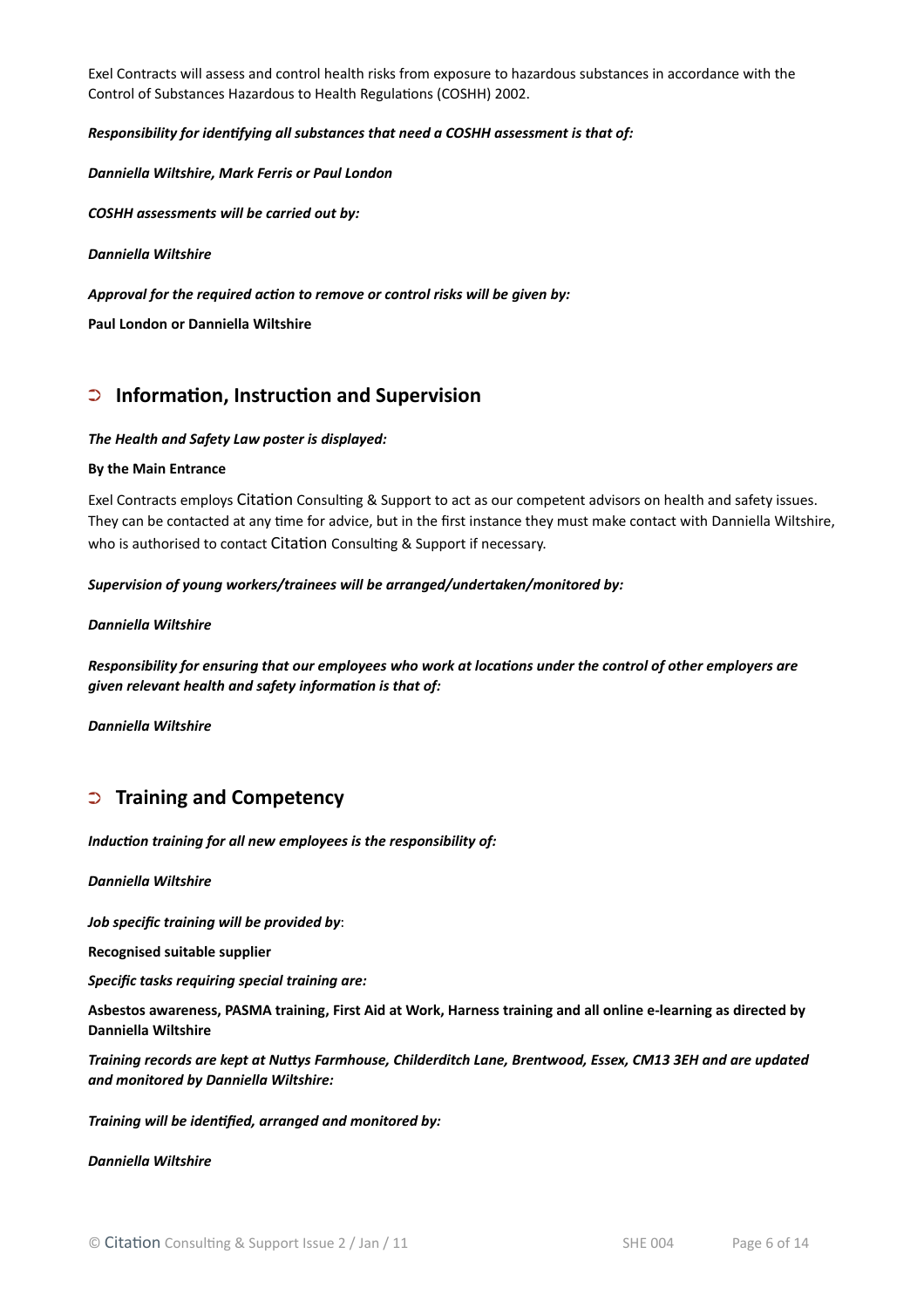Exel Contracts will assess and control health risks from exposure to hazardous substances in accordance with the Control of Substances Hazardous to Health Regulations (COSHH) 2002.

***Responsibility for identifying all substances that need a COSHH assessment is that of:***

***Danniella Wiltshire, Mark Ferris or Paul London***

***COSHH assessments will be carried out by:***

***Danniella Wiltshire***

***Approval for the required action to remove or control risks will be given by:***

**Paul London or Danniella Wiltshire**

## ➲ Information, Instruction and Supervision

***The Health and Safety Law poster is displayed:***

**By the Main Entrance**

Exel Contracts employs Citation Consulting & Support to act as our competent advisors on health and safety issues. They can be contacted at any time for advice, but in the first instance they must make contact with Danniella Wiltshire, who is authorised to contact Citation Consulting & Support if necessary.

***Supervision of young workers/trainees will be arranged/undertaken/monitored by:***

***Danniella Wiltshire***

***Responsibility for ensuring that our employees who work at locations under the control of other employers are given relevant health and safety information is that of:***

***Danniella Wiltshire***

## ➲ Training and Competency

***Induction training for all new employees is the responsibility of:***

***Danniella Wiltshire***

***Job specific training will be provided by***:

**Recognised suitable supplier**

***Specific tasks requiring special training are:***

**Asbestos awareness, PASMA training, First Aid at Work, Harness training and all online e-learning as directed by Danniella Wiltshire**

***Training records are kept at Nuttys Farmhouse, Childerditch Lane, Brentwood, Essex, CM13 3EH and are updated and monitored by Danniella Wiltshire:***

***Training will be identified, arranged and monitored by:***

***Danniella Wiltshire***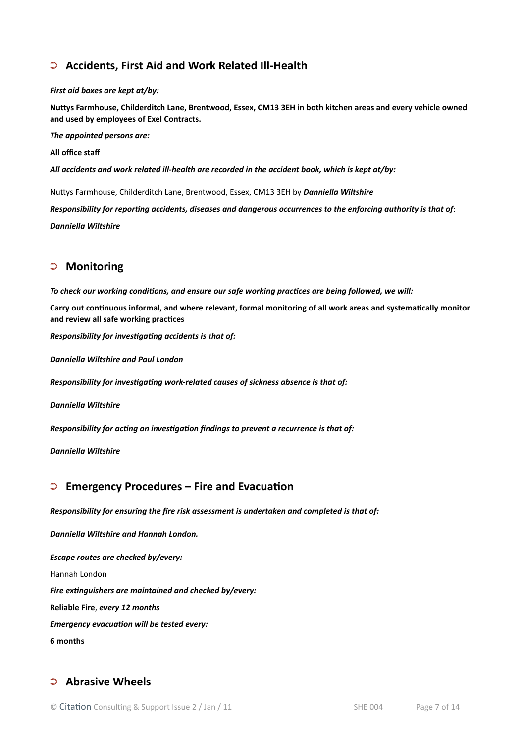## ➲ Accidents, First Aid and Work Related Ill-Health

***First aid boxes are kept at/by:***

**Nuttys Farmhouse, Childerditch Lane, Brentwood, Essex, CM13 3EH in both kitchen areas and every vehicle owned and used by employees of Exel Contracts.**

***The appointed persons are:***

**All office staff**

***All accidents and work related ill-health are recorded in the accident book, which is kept at/by:***

Nuttys Farmhouse, Childerditch Lane, Brentwood, Essex, CM13 3EH by ***Danniella Wiltshire***

***Responsibility for reporting accidents, diseases and dangerous occurrences to the enforcing authority is that of***:

***Danniella Wiltshire***

## ➲ Monitoring

***To check our working conditions, and ensure our safe working practices are being followed, we will:***

**Carry out continuous informal, and where relevant, formal monitoring of all work areas and systematically monitor and review all safe working practices**

***Responsibility for investigating accidents is that of:***

***Danniella Wiltshire and Paul London***

***Responsibility for investigating work-related causes of sickness absence is that of:***

***Danniella Wiltshire***

***Responsibility for acting on investigation findings to prevent a recurrence is that of:***

***Danniella Wiltshire***

## ➲ Emergency Procedures – Fire and Evacuation

***Responsibility for ensuring the fire risk assessment is undertaken and completed is that of:***

***Danniella Wiltshire and Hannah London.***

***Escape routes are checked by/every:***

Hannah London

***Fire extinguishers are maintained and checked by/every:***

**Reliable Fire**, ***every 12 months***

***Emergency evacuation will be tested every:***

**6 months**

## ➲ Abrasive Wheels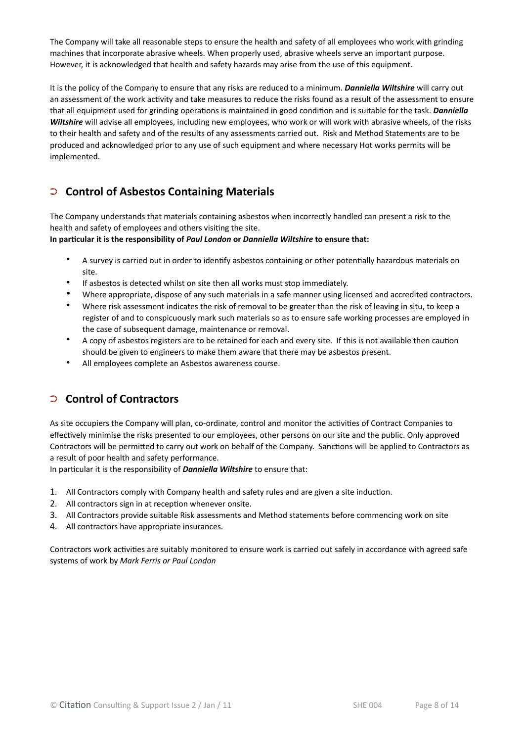The Company will take all reasonable steps to ensure the health and safety of all employees who work with grinding machines that incorporate abrasive wheels. When properly used, abrasive wheels serve an important purpose. However, it is acknowledged that health and safety hazards may arise from the use of this equipment.

It is the policy of the Company to ensure that any risks are reduced to a minimum. ***Danniella Wiltshire*** will carry out an assessment of the work activity and take measures to reduce the risks found as a result of the assessment to ensure that all equipment used for grinding operations is maintained in good condition and is suitable for the task. ***Danniella Wiltshire*** will advise all employees, including new employees, who work or will work with abrasive wheels, of the risks to their health and safety and of the results of any assessments carried out. Risk and Method Statements are to be produced and acknowledged prior to any use of such equipment and where necessary Hot works permits will be implemented.

## ➲ Control of Asbestos Containing Materials

The Company understands that materials containing asbestos when incorrectly handled can present a risk to the health and safety of employees and others visiting the site.
**In particular it is the responsibility of *Paul London* or *Danniella Wiltshire* to ensure that:**

- A survey is carried out in order to identify asbestos containing or other potentially hazardous materials on site.
- If asbestos is detected whilst on site then all works must stop immediately.
- Where appropriate, dispose of any such materials in a safe manner using licensed and accredited contractors.
- Where risk assessment indicates the risk of removal to be greater than the risk of leaving in situ, to keep a register of and to conspicuously mark such materials so as to ensure safe working processes are employed in the case of subsequent damage, maintenance or removal.
- A copy of asbestos registers are to be retained for each and every site. If this is not available then caution should be given to engineers to make them aware that there may be asbestos present.
- All employees complete an Asbestos awareness course.

## ➲ Control of Contractors

As site occupiers the Company will plan, co-ordinate, control and monitor the activities of Contract Companies to effectively minimise the risks presented to our employees, other persons on our site and the public. Only approved Contractors will be permitted to carry out work on behalf of the Company. Sanctions will be applied to Contractors as a result of poor health and safety performance.
In particular it is the responsibility of ***Danniella Wiltshire*** to ensure that:

1. All Contractors comply with Company health and safety rules and are given a site induction.
2. All contractors sign in at reception whenever onsite.
3. All Contractors provide suitable Risk assessments and Method statements before commencing work on site
4. All contractors have appropriate insurances.

Contractors work activities are suitably monitored to ensure work is carried out safely in accordance with agreed safe systems of work by *Mark Ferris or Paul London*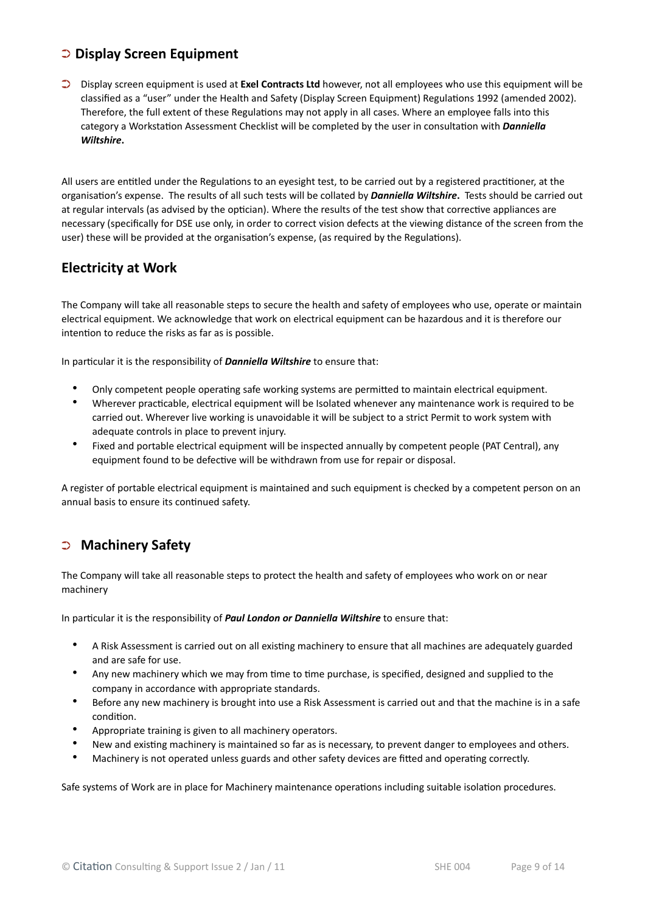## ➲ Display Screen Equipment

➲ Display screen equipment is used at **Exel Contracts Ltd** however, not all employees who use this equipment will be classified as a "user" under the Health and Safety (Display Screen Equipment) Regulations 1992 (amended 2002). Therefore, the full extent of these Regulations may not apply in all cases. Where an employee falls into this category a Workstation Assessment Checklist will be completed by the user in consultation with ***Danniella Wiltshire*****.**

All users are entitled under the Regulations to an eyesight test, to be carried out by a registered practitioner, at the organisation's expense. The results of all such tests will be collated by ***Danniella Wiltshire*****.** Tests should be carried out at regular intervals (as advised by the optician). Where the results of the test show that corrective appliances are necessary (specifically for DSE use only, in order to correct vision defects at the viewing distance of the screen from the user) these will be provided at the organisation's expense, (as required by the Regulations).

## Electricity at Work

The Company will take all reasonable steps to secure the health and safety of employees who use, operate or maintain electrical equipment. We acknowledge that work on electrical equipment can be hazardous and it is therefore our intention to reduce the risks as far as is possible.

In particular it is the responsibility of ***Danniella Wiltshire*** to ensure that:

- Only competent people operating safe working systems are permitted to maintain electrical equipment.
- Wherever practicable, electrical equipment will be Isolated whenever any maintenance work is required to be carried out. Wherever live working is unavoidable it will be subject to a strict Permit to work system with adequate controls in place to prevent injury.
- Fixed and portable electrical equipment will be inspected annually by competent people (PAT Central), any equipment found to be defective will be withdrawn from use for repair or disposal.

A register of portable electrical equipment is maintained and such equipment is checked by a competent person on an annual basis to ensure its continued safety.

## ➲ Machinery Safety

The Company will take all reasonable steps to protect the health and safety of employees who work on or near machinery

In particular it is the responsibility of ***Paul London or Danniella Wiltshire*** to ensure that:

- A Risk Assessment is carried out on all existing machinery to ensure that all machines are adequately guarded and are safe for use.
- Any new machinery which we may from time to time purchase, is specified, designed and supplied to the company in accordance with appropriate standards.
- Before any new machinery is brought into use a Risk Assessment is carried out and that the machine is in a safe condition.
- Appropriate training is given to all machinery operators.
- New and existing machinery is maintained so far as is necessary, to prevent danger to employees and others.
- Machinery is not operated unless guards and other safety devices are fitted and operating correctly.

Safe systems of Work are in place for Machinery maintenance operations including suitable isolation procedures.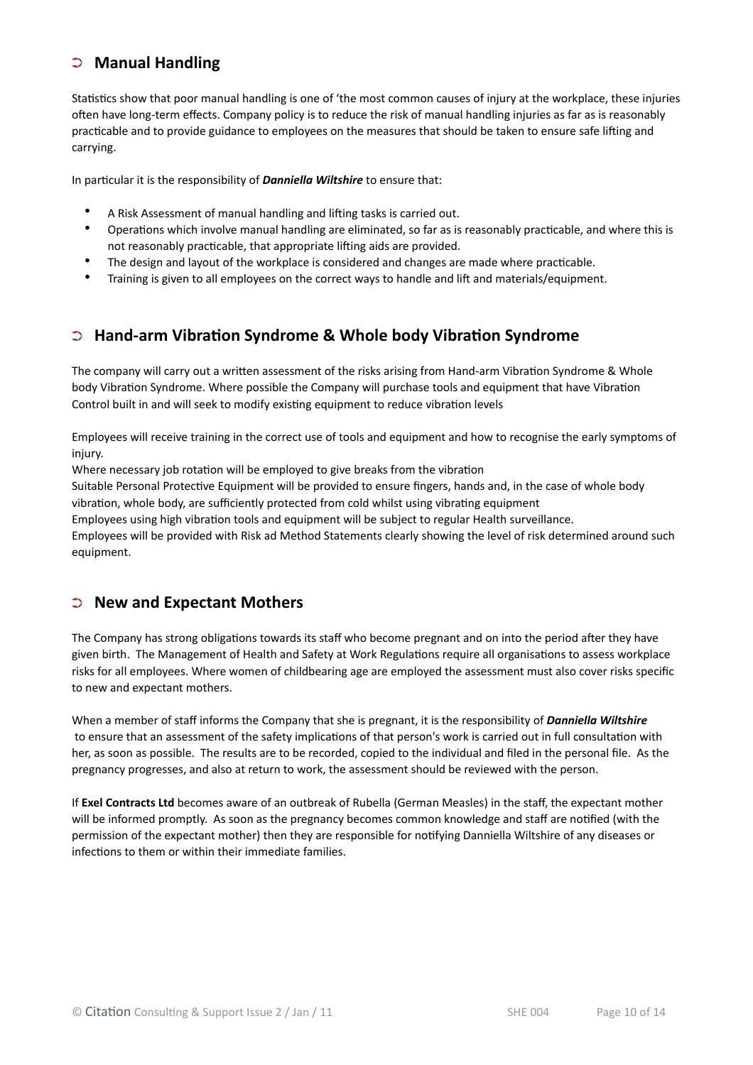## ➲ Manual Handling

Statistics show that poor manual handling is one of 'the most common causes of injury at the workplace, these injuries often have long-term effects. Company policy is to reduce the risk of manual handling injuries as far as is reasonably practicable and to provide guidance to employees on the measures that should be taken to ensure safe lifting and carrying.

In particular it is the responsibility of ***Danniella Wiltshire*** to ensure that:

- A Risk Assessment of manual handling and lifting tasks is carried out.
- Operations which involve manual handling are eliminated, so far as is reasonably practicable, and where this is not reasonably practicable, that appropriate lifting aids are provided.
- The design and layout of the workplace is considered and changes are made where practicable.
- Training is given to all employees on the correct ways to handle and lift and materials/equipment.

## ➲ Hand-arm Vibration Syndrome & Whole body Vibration Syndrome

The company will carry out a written assessment of the risks arising from Hand-arm Vibration Syndrome & Whole body Vibration Syndrome. Where possible the Company will purchase tools and equipment that have Vibration Control built in and will seek to modify existing equipment to reduce vibration levels

Employees will receive training in the correct use of tools and equipment and how to recognise the early symptoms of injury.
Where necessary job rotation will be employed to give breaks from the vibration
Suitable Personal Protective Equipment will be provided to ensure fingers, hands and, in the case of whole body vibration, whole body, are sufficiently protected from cold whilst using vibrating equipment
Employees using high vibration tools and equipment will be subject to regular Health surveillance.
Employees will be provided with Risk ad Method Statements clearly showing the level of risk determined around such equipment.

## ➲ New and Expectant Mothers

The Company has strong obligations towards its staff who become pregnant and on into the period after they have given birth. The Management of Health and Safety at Work Regulations require all organisations to assess workplace risks for all employees. Where women of childbearing age are employed the assessment must also cover risks specific to new and expectant mothers.

When a member of staff informs the Company that she is pregnant, it is the responsibility of ***Danniella Wiltshire*** to ensure that an assessment of the safety implications of that person's work is carried out in full consultation with her, as soon as possible. The results are to be recorded, copied to the individual and filed in the personal file. As the pregnancy progresses, and also at return to work, the assessment should be reviewed with the person.

If **Exel Contracts Ltd** becomes aware of an outbreak of Rubella (German Measles) in the staff, the expectant mother will be informed promptly. As soon as the pregnancy becomes common knowledge and staff are notified (with the permission of the expectant mother) then they are responsible for notifying Danniella Wiltshire of any diseases or infections to them or within their immediate families.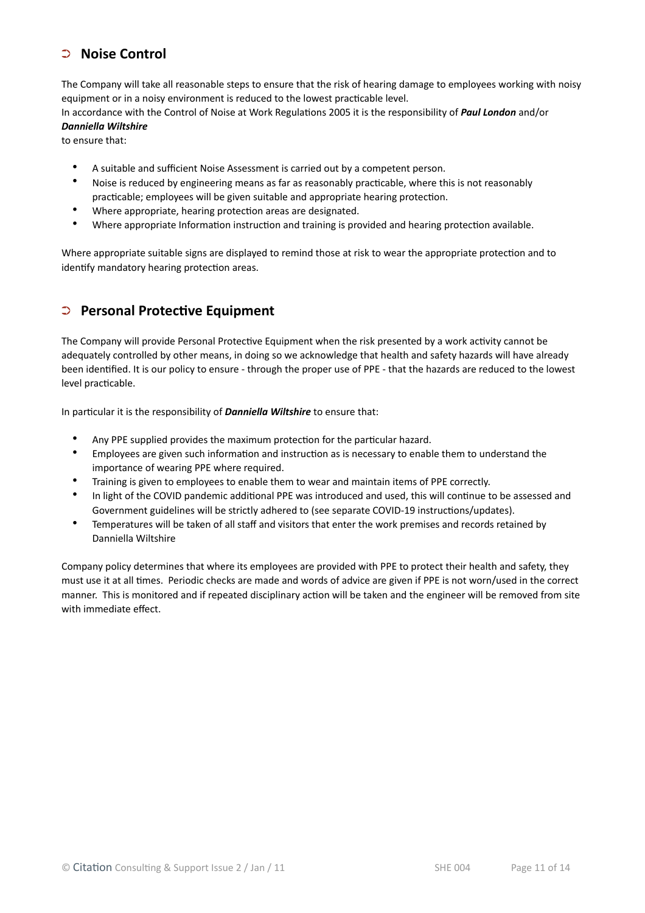## ➲ Noise Control

The Company will take all reasonable steps to ensure that the risk of hearing damage to employees working with noisy equipment or in a noisy environment is reduced to the lowest practicable level.
In accordance with the Control of Noise at Work Regulations 2005 it is the responsibility of ***Paul London*** and/or ***Danniella Wiltshire***
to ensure that:

- A suitable and sufficient Noise Assessment is carried out by a competent person.
- Noise is reduced by engineering means as far as reasonably practicable, where this is not reasonably practicable; employees will be given suitable and appropriate hearing protection.
- Where appropriate, hearing protection areas are designated.
- Where appropriate Information instruction and training is provided and hearing protection available.

Where appropriate suitable signs are displayed to remind those at risk to wear the appropriate protection and to identify mandatory hearing protection areas.

## ➲ Personal Protective Equipment

The Company will provide Personal Protective Equipment when the risk presented by a work activity cannot be adequately controlled by other means, in doing so we acknowledge that health and safety hazards will have already been identified. It is our policy to ensure - through the proper use of PPE - that the hazards are reduced to the lowest level practicable.

In particular it is the responsibility of ***Danniella Wiltshire*** to ensure that:

- Any PPE supplied provides the maximum protection for the particular hazard.
- Employees are given such information and instruction as is necessary to enable them to understand the importance of wearing PPE where required.
- Training is given to employees to enable them to wear and maintain items of PPE correctly.
- In light of the COVID pandemic additional PPE was introduced and used, this will continue to be assessed and Government guidelines will be strictly adhered to (see separate COVID-19 instructions/updates).
- Temperatures will be taken of all staff and visitors that enter the work premises and records retained by Danniella Wiltshire

Company policy determines that where its employees are provided with PPE to protect their health and safety, they must use it at all times. Periodic checks are made and words of advice are given if PPE is not worn/used in the correct manner. This is monitored and if repeated disciplinary action will be taken and the engineer will be removed from site with immediate effect.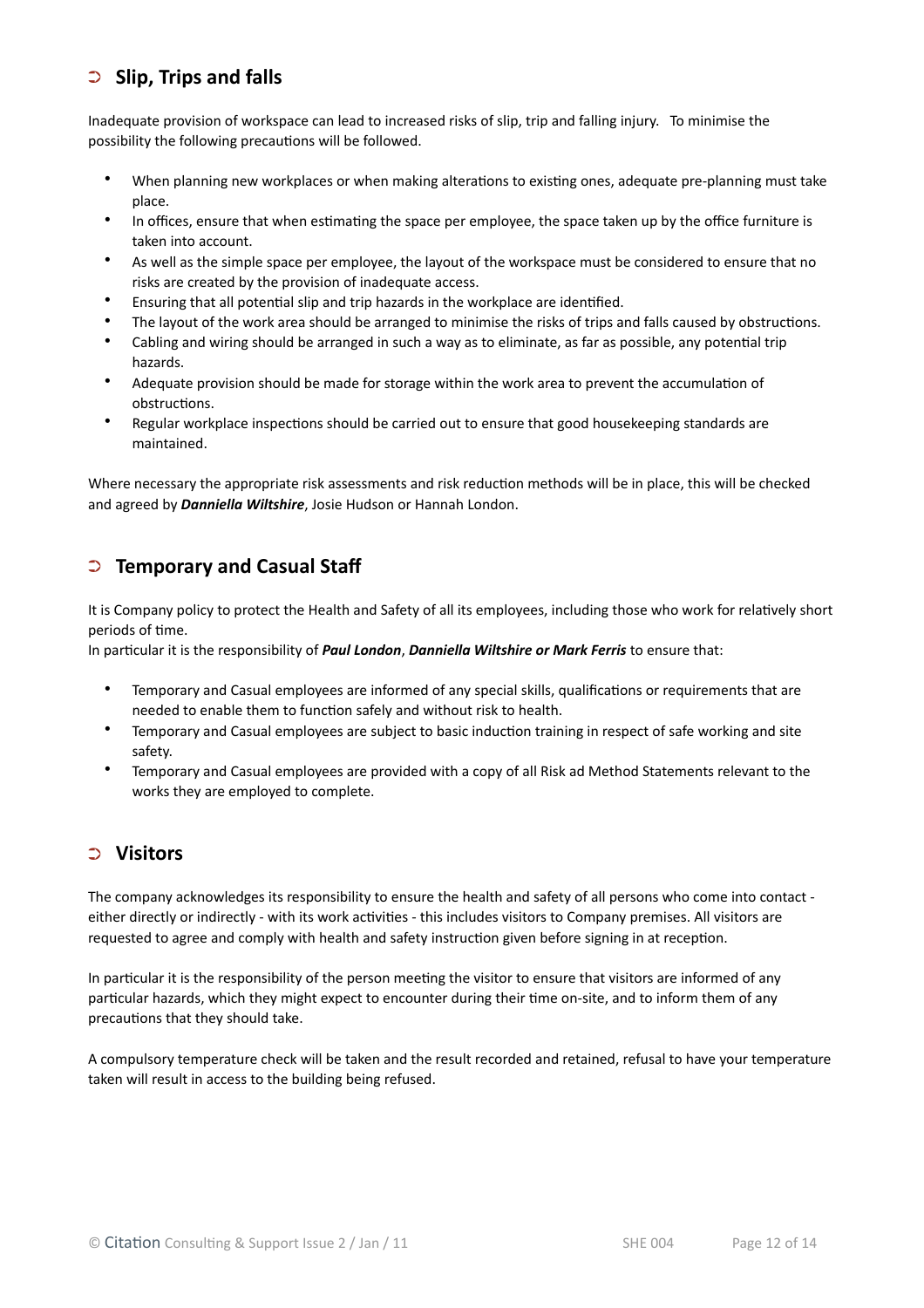## ➲ Slip, Trips and falls

Inadequate provision of workspace can lead to increased risks of slip, trip and falling injury.  To minimise the possibility the following precautions will be followed.

- When planning new workplaces or when making alterations to existing ones, adequate pre-planning must take place.
- In offices, ensure that when estimating the space per employee, the space taken up by the office furniture is taken into account.
- As well as the simple space per employee, the layout of the workspace must be considered to ensure that no risks are created by the provision of inadequate access.
- Ensuring that all potential slip and trip hazards in the workplace are identified.
- The layout of the work area should be arranged to minimise the risks of trips and falls caused by obstructions.
- Cabling and wiring should be arranged in such a way as to eliminate, as far as possible, any potential trip hazards.
- Adequate provision should be made for storage within the work area to prevent the accumulation of obstructions.
- Regular workplace inspections should be carried out to ensure that good housekeeping standards are maintained.

Where necessary the appropriate risk assessments and risk reduction methods will be in place, this will be checked and agreed by ***Danniella Wiltshire***, Josie Hudson or Hannah London.

## ➲ Temporary and Casual Staff

It is Company policy to protect the Health and Safety of all its employees, including those who work for relatively short periods of time.
In particular it is the responsibility of ***Paul London***, ***Danniella Wiltshire or Mark Ferris*** to ensure that:

- Temporary and Casual employees are informed of any special skills, qualifications or requirements that are needed to enable them to function safely and without risk to health.
- Temporary and Casual employees are subject to basic induction training in respect of safe working and site safety.
- Temporary and Casual employees are provided with a copy of all Risk ad Method Statements relevant to the works they are employed to complete.

## ➲ Visitors

The company acknowledges its responsibility to ensure the health and safety of all persons who come into contact - either directly or indirectly - with its work activities - this includes visitors to Company premises. All visitors are requested to agree and comply with health and safety instruction given before signing in at reception.

In particular it is the responsibility of the person meeting the visitor to ensure that visitors are informed of any particular hazards, which they might expect to encounter during their time on-site, and to inform them of any precautions that they should take.

A compulsory temperature check will be taken and the result recorded and retained, refusal to have your temperature taken will result in access to the building being refused.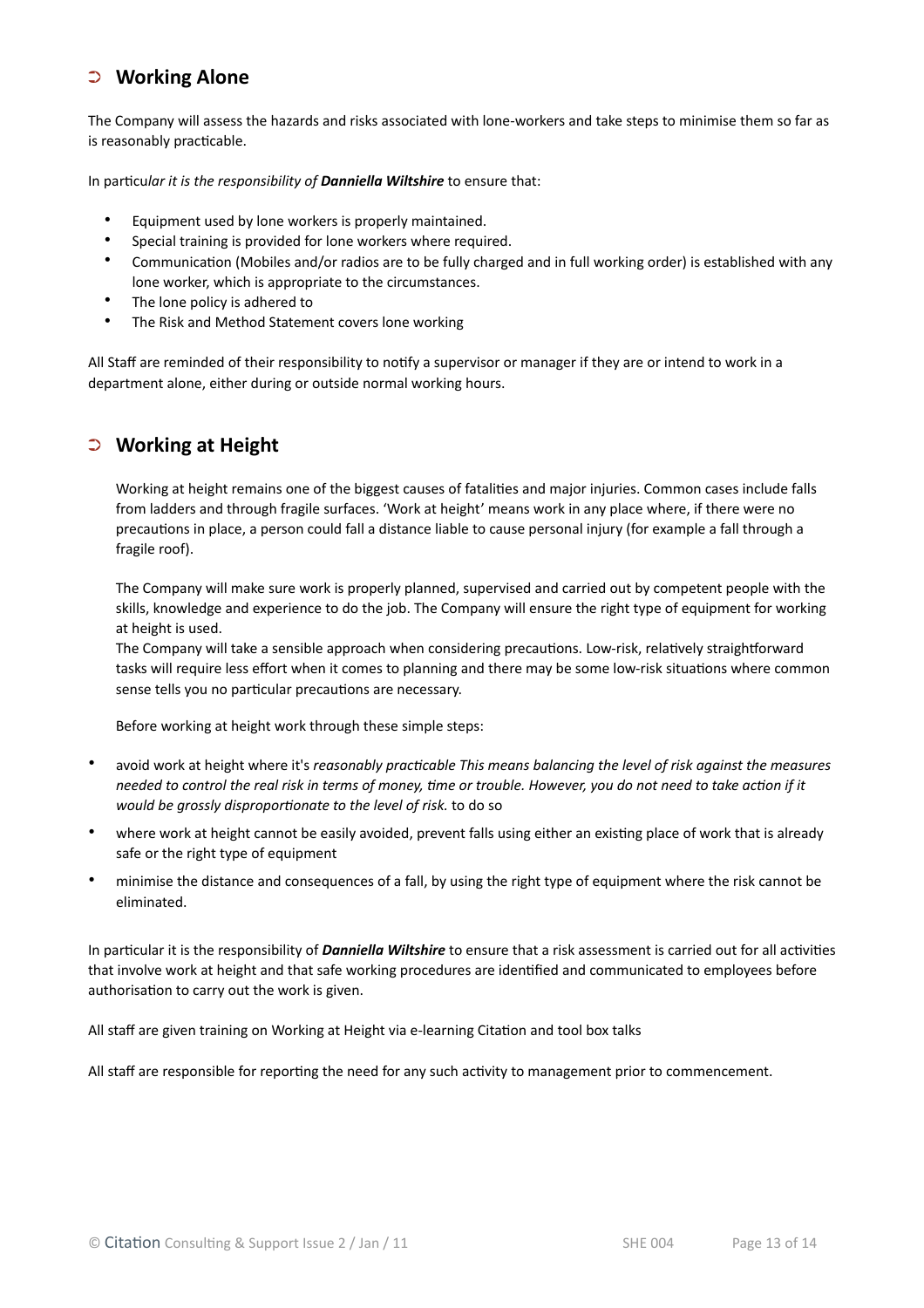## ➲ Working Alone

The Company will assess the hazards and risks associated with lone-workers and take steps to minimise them so far as is reasonably practicable.

In particu*lar it is the responsibility of* ***Danniella Wiltshire*** to ensure that:

- Equipment used by lone workers is properly maintained.
- Special training is provided for lone workers where required.
- Communication (Mobiles and/or radios are to be fully charged and in full working order) is established with any lone worker, which is appropriate to the circumstances.
- The lone policy is adhered to
- The Risk and Method Statement covers lone working

All Staff are reminded of their responsibility to notify a supervisor or manager if they are or intend to work in a department alone, either during or outside normal working hours.

## ➲ Working at Height

Working at height remains one of the biggest causes of fatalities and major injuries. Common cases include falls from ladders and through fragile surfaces. 'Work at height' means work in any place where, if there were no precautions in place, a person could fall a distance liable to cause personal injury (for example a fall through a fragile roof).

The Company will make sure work is properly planned, supervised and carried out by competent people with the skills, knowledge and experience to do the job. The Company will ensure the right type of equipment for working at height is used.
The Company will take a sensible approach when considering precautions. Low-risk, relatively straightforward tasks will require less effort when it comes to planning and there may be some low-risk situations where common sense tells you no particular precautions are necessary.

Before working at height work through these simple steps:

- avoid work at height where it's *reasonably practicable This means balancing the level of risk against the measures needed to control the real risk in terms of money, time or trouble. However, you do not need to take action if it would be grossly disproportionate to the level of risk.* to do so
- where work at height cannot be easily avoided, prevent falls using either an existing place of work that is already safe or the right type of equipment
- minimise the distance and consequences of a fall, by using the right type of equipment where the risk cannot be eliminated.

In particular it is the responsibility of ***Danniella Wiltshire*** to ensure that a risk assessment is carried out for all activities that involve work at height and that safe working procedures are identified and communicated to employees before authorisation to carry out the work is given.

All staff are given training on Working at Height via e-learning Citation and tool box talks

All staff are responsible for reporting the need for any such activity to management prior to commencement.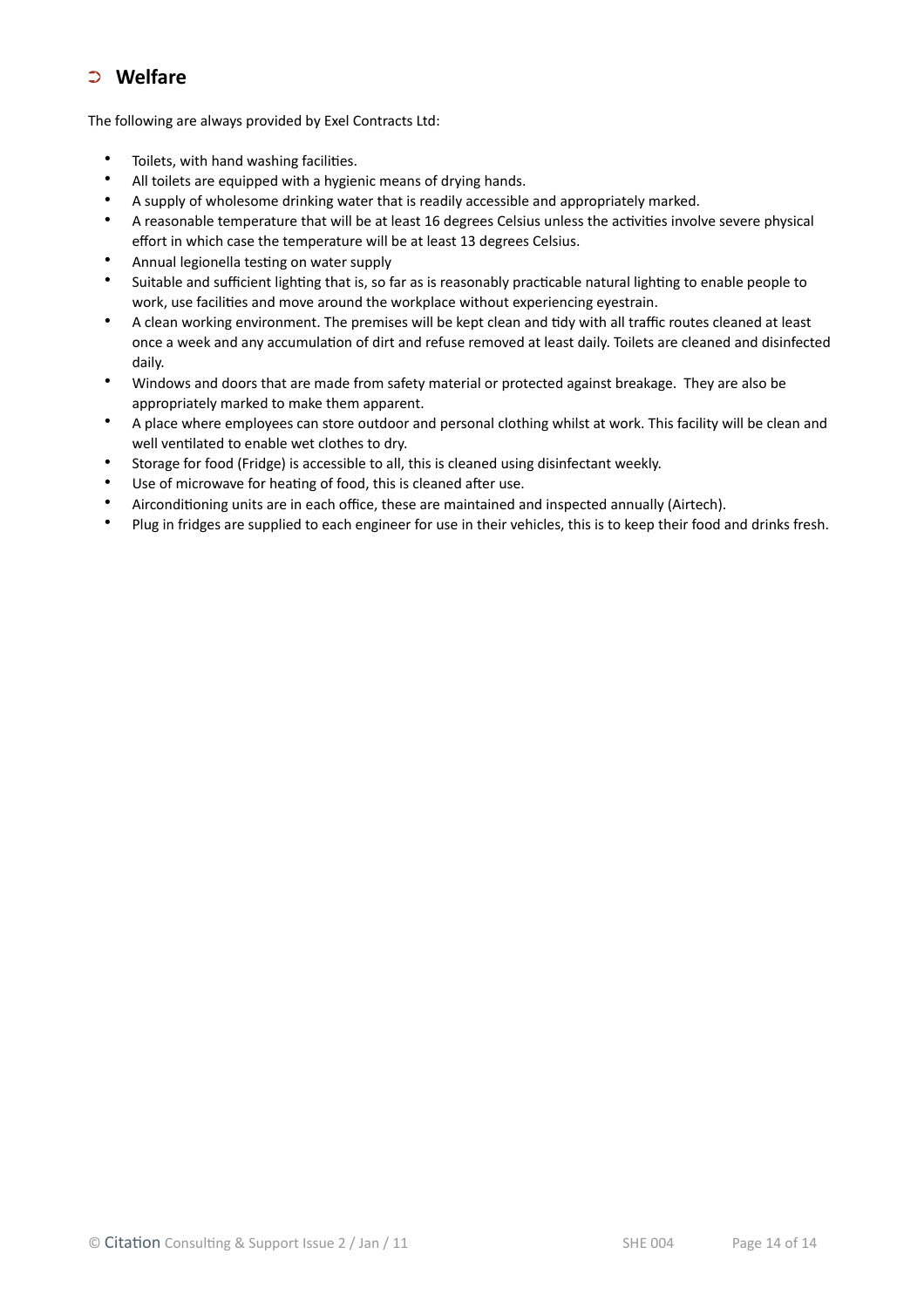## Welfare

The following are always provided by Exel Contracts Ltd:

- Toilets, with hand washing facilities.
- All toilets are equipped with a hygienic means of drying hands.
- A supply of wholesome drinking water that is readily accessible and appropriately marked.
- A reasonable temperature that will be at least 16 degrees Celsius unless the activities involve severe physical effort in which case the temperature will be at least 13 degrees Celsius.
- Annual legionella testing on water supply
- Suitable and sufficient lighting that is, so far as is reasonably practicable natural lighting to enable people to work, use facilities and move around the workplace without experiencing eyestrain.
- A clean working environment. The premises will be kept clean and tidy with all traffic routes cleaned at least once a week and any accumulation of dirt and refuse removed at least daily. Toilets are cleaned and disinfected daily.
- Windows and doors that are made from safety material or protected against breakage. They are also be appropriately marked to make them apparent.
- A place where employees can store outdoor and personal clothing whilst at work. This facility will be clean and well ventilated to enable wet clothes to dry.
- Storage for food (Fridge) is accessible to all, this is cleaned using disinfectant weekly.
- Use of microwave for heating of food, this is cleaned after use.
- Airconditioning units are in each office, these are maintained and inspected annually (Airtech).
- Plug in fridges are supplied to each engineer for use in their vehicles, this is to keep their food and drinks fresh.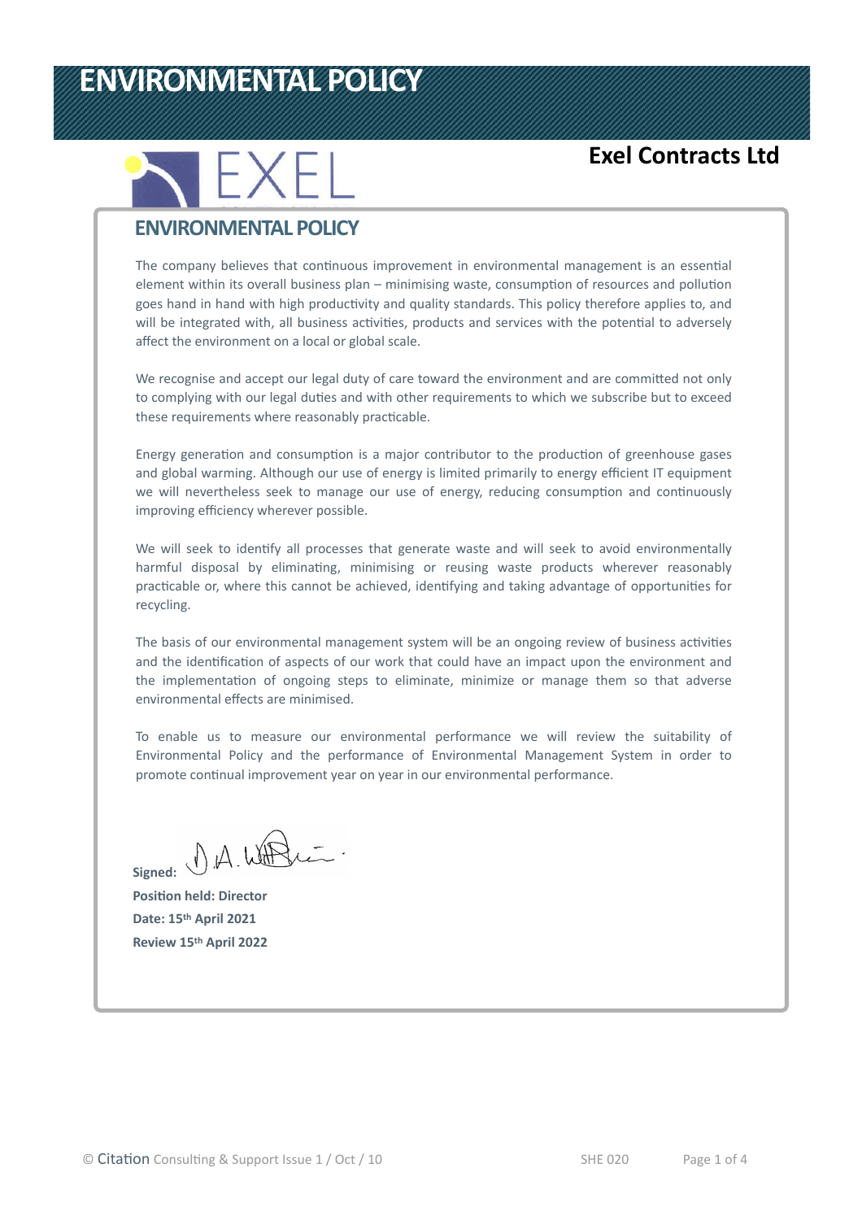# ENVIRONMENTAL POLICY

**Exel Contracts Ltd**

## ENVIRONMENTAL POLICY

The company believes that continuous improvement in environmental management is an essential element within its overall business plan – minimising waste, consumption of resources and pollution goes hand in hand with high productivity and quality standards. This policy therefore applies to, and will be integrated with, all business activities, products and services with the potential to adversely affect the environment on a local or global scale.

We recognise and accept our legal duty of care toward the environment and are committed not only to complying with our legal duties and with other requirements to which we subscribe but to exceed these requirements where reasonably practicable.

Energy generation and consumption is a major contributor to the production of greenhouse gases and global warming. Although our use of energy is limited primarily to energy efficient IT equipment we will nevertheless seek to manage our use of energy, reducing consumption and continuously improving efficiency wherever possible.

We will seek to identify all processes that generate waste and will seek to avoid environmentally harmful disposal by eliminating, minimising or reusing waste products wherever reasonably practicable or, where this cannot be achieved, identifying and taking advantage of opportunities for recycling.

The basis of our environmental management system will be an ongoing review of business activities and the identification of aspects of our work that could have an impact upon the environment and the implementation of ongoing steps to eliminate, minimize or manage them so that adverse environmental effects are minimised.

To enable us to measure our environmental performance we will review the suitability of Environmental Policy and the performance of Environmental Management System in order to promote continual improvement year on year in our environmental performance.

**Signed:** D.A. Watkin

**Position held: Director**

**Date: 15th April 2021**

**Review 15th April 2022**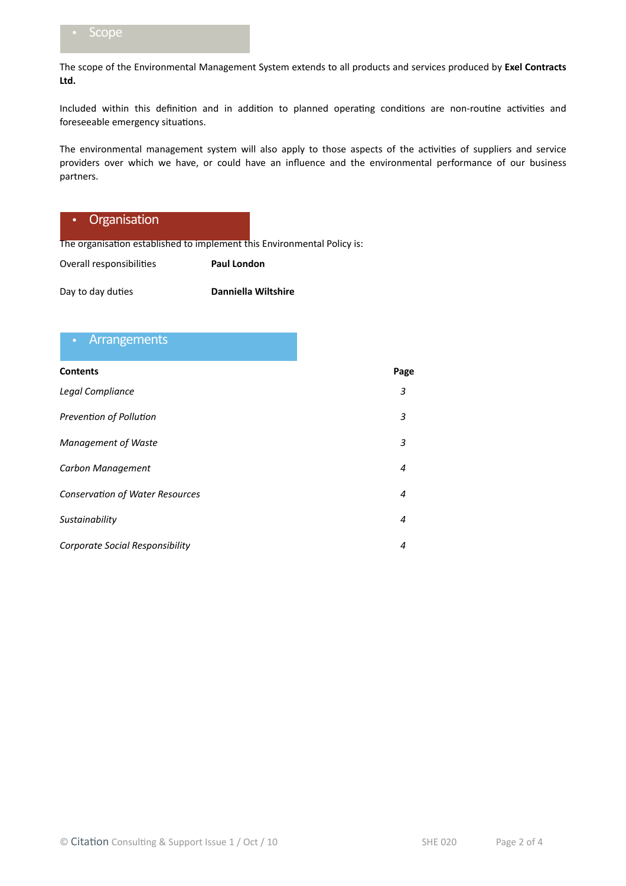## Scope

The scope of the Environmental Management System extends to all products and services produced by **Exel Contracts Ltd.**

Included within this definition and in addition to planned operating conditions are non-routine activities and foreseeable emergency situations.

The environmental management system will also apply to those aspects of the activities of suppliers and service providers over which we have, or could have an influence and the environmental performance of our business partners.

## Organisation

The organisation established to implement this Environmental Policy is:

| | |
|---|---|
| Overall responsibilities | **Paul London** |
| Day to day duties | **Danniella Wiltshire** |

## Arrangements

| **Contents** | **Page** |
|---|---|
| *Legal Compliance* | *3* |
| *Prevention of Pollution* | *3* |
| *Management of Waste* | *3* |
| *Carbon Management* | *4* |
| *Conservation of Water Resources* | *4* |
| *Sustainability* | *4* |
| *Corporate Social Responsibility* | *4* |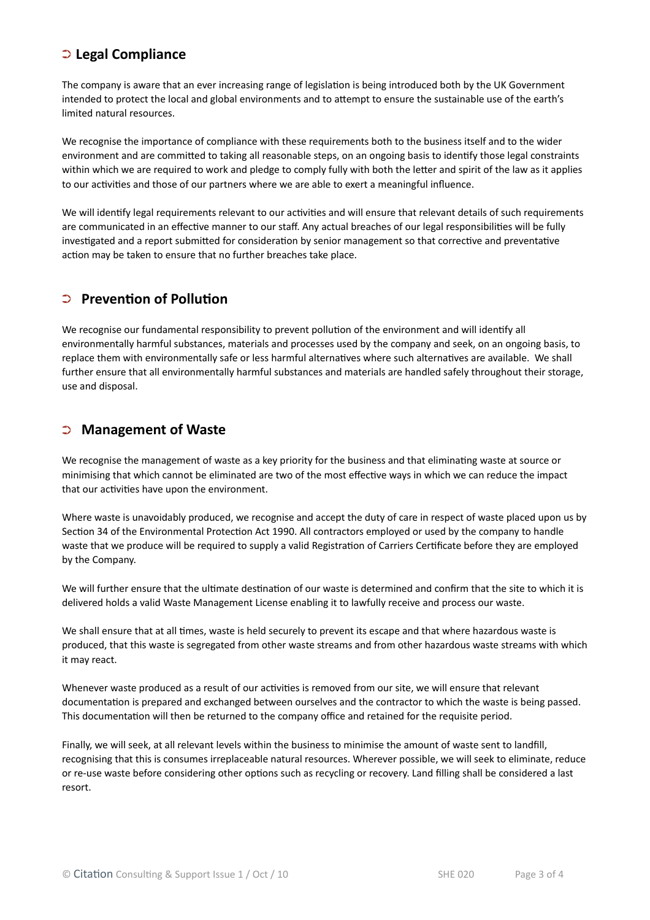## ➲ Legal Compliance

The company is aware that an ever increasing range of legislation is being introduced both by the UK Government intended to protect the local and global environments and to attempt to ensure the sustainable use of the earth's limited natural resources.

We recognise the importance of compliance with these requirements both to the business itself and to the wider environment and are committed to taking all reasonable steps, on an ongoing basis to identify those legal constraints within which we are required to work and pledge to comply fully with both the letter and spirit of the law as it applies to our activities and those of our partners where we are able to exert a meaningful influence.

We will identify legal requirements relevant to our activities and will ensure that relevant details of such requirements are communicated in an effective manner to our staff. Any actual breaches of our legal responsibilities will be fully investigated and a report submitted for consideration by senior management so that corrective and preventative action may be taken to ensure that no further breaches take place.

## ➲ Prevention of Pollution

We recognise our fundamental responsibility to prevent pollution of the environment and will identify all environmentally harmful substances, materials and processes used by the company and seek, on an ongoing basis, to replace them with environmentally safe or less harmful alternatives where such alternatives are available. We shall further ensure that all environmentally harmful substances and materials are handled safely throughout their storage, use and disposal.

## ➲ Management of Waste

We recognise the management of waste as a key priority for the business and that eliminating waste at source or minimising that which cannot be eliminated are two of the most effective ways in which we can reduce the impact that our activities have upon the environment.

Where waste is unavoidably produced, we recognise and accept the duty of care in respect of waste placed upon us by Section 34 of the Environmental Protection Act 1990. All contractors employed or used by the company to handle waste that we produce will be required to supply a valid Registration of Carriers Certificate before they are employed by the Company.

We will further ensure that the ultimate destination of our waste is determined and confirm that the site to which it is delivered holds a valid Waste Management License enabling it to lawfully receive and process our waste.

We shall ensure that at all times, waste is held securely to prevent its escape and that where hazardous waste is produced, that this waste is segregated from other waste streams and from other hazardous waste streams with which it may react.

Whenever waste produced as a result of our activities is removed from our site, we will ensure that relevant documentation is prepared and exchanged between ourselves and the contractor to which the waste is being passed. This documentation will then be returned to the company office and retained for the requisite period.

Finally, we will seek, at all relevant levels within the business to minimise the amount of waste sent to landfill, recognising that this is consumes irreplaceable natural resources. Wherever possible, we will seek to eliminate, reduce or re-use waste before considering other options such as recycling or recovery. Land filling shall be considered a last resort.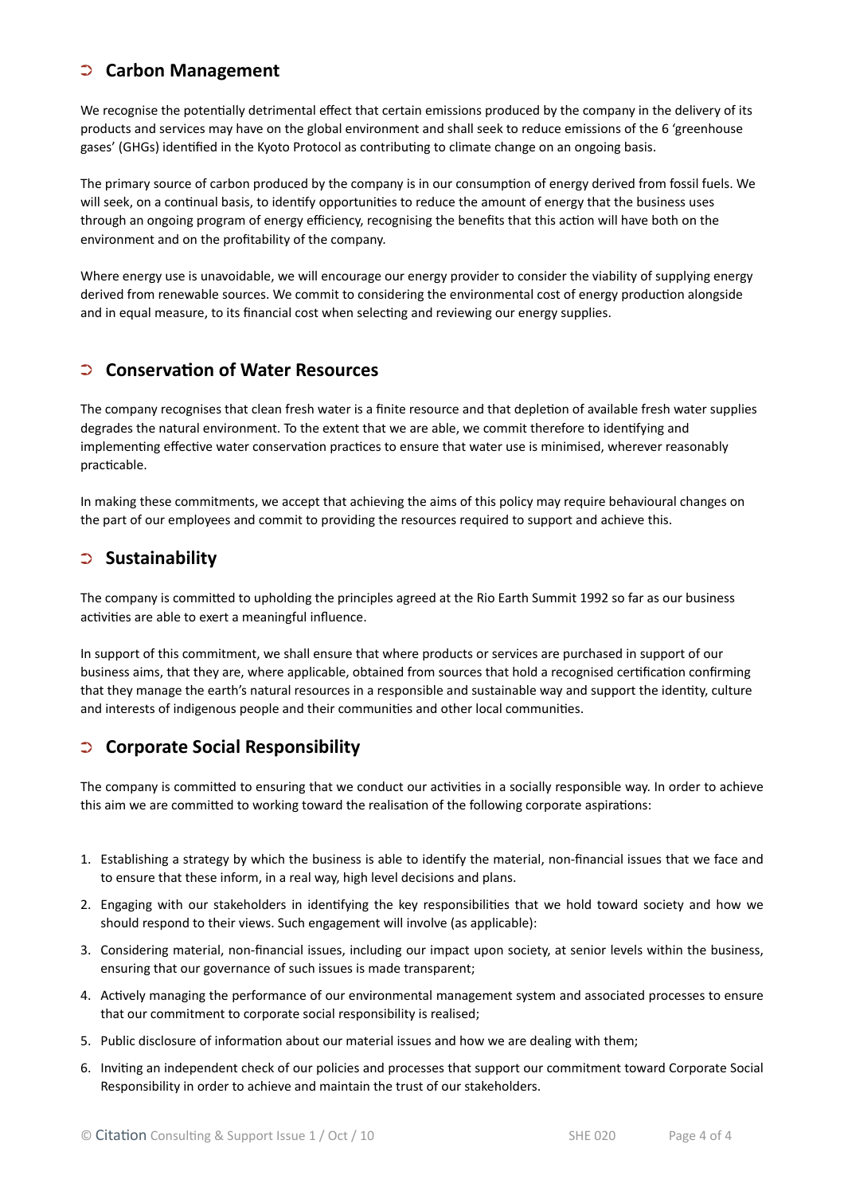## ➲ Carbon Management

We recognise the potentially detrimental effect that certain emissions produced by the company in the delivery of its products and services may have on the global environment and shall seek to reduce emissions of the 6 'greenhouse gases' (GHGs) identified in the Kyoto Protocol as contributing to climate change on an ongoing basis.

The primary source of carbon produced by the company is in our consumption of energy derived from fossil fuels. We will seek, on a continual basis, to identify opportunities to reduce the amount of energy that the business uses through an ongoing program of energy efficiency, recognising the benefits that this action will have both on the environment and on the profitability of the company.

Where energy use is unavoidable, we will encourage our energy provider to consider the viability of supplying energy derived from renewable sources. We commit to considering the environmental cost of energy production alongside and in equal measure, to its financial cost when selecting and reviewing our energy supplies.

## ➲ Conservation of Water Resources

The company recognises that clean fresh water is a finite resource and that depletion of available fresh water supplies degrades the natural environment. To the extent that we are able, we commit therefore to identifying and implementing effective water conservation practices to ensure that water use is minimised, wherever reasonably practicable.

In making these commitments, we accept that achieving the aims of this policy may require behavioural changes on the part of our employees and commit to providing the resources required to support and achieve this.

## ➲ Sustainability

The company is committed to upholding the principles agreed at the Rio Earth Summit 1992 so far as our business activities are able to exert a meaningful influence.

In support of this commitment, we shall ensure that where products or services are purchased in support of our business aims, that they are, where applicable, obtained from sources that hold a recognised certification confirming that they manage the earth's natural resources in a responsible and sustainable way and support the identity, culture and interests of indigenous people and their communities and other local communities.

## ➲ Corporate Social Responsibility

The company is committed to ensuring that we conduct our activities in a socially responsible way. In order to achieve this aim we are committed to working toward the realisation of the following corporate aspirations:

1. Establishing a strategy by which the business is able to identify the material, non-financial issues that we face and to ensure that these inform, in a real way, high level decisions and plans.
2. Engaging with our stakeholders in identifying the key responsibilities that we hold toward society and how we should respond to their views. Such engagement will involve (as applicable):
3. Considering material, non-financial issues, including our impact upon society, at senior levels within the business, ensuring that our governance of such issues is made transparent;
4. Actively managing the performance of our environmental management system and associated processes to ensure that our commitment to corporate social responsibility is realised;
5. Public disclosure of information about our material issues and how we are dealing with them;
6. Inviting an independent check of our policies and processes that support our commitment toward Corporate Social Responsibility in order to achieve and maintain the trust of our stakeholders.